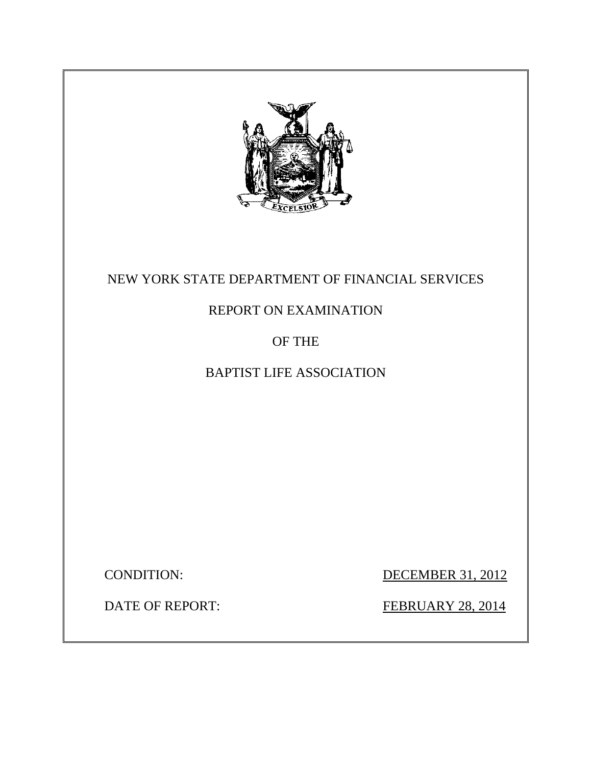NEW YORK STATE DEPARTMENT OF FINANCIAL SERVICES

REPORT ON EXAMINATION

OF THE

BAPTIST LIFE ASSOCIATION

CONDITION: DECEMBER 31, 2012

DATE OF REPORT: FEBRUARY 28, 2014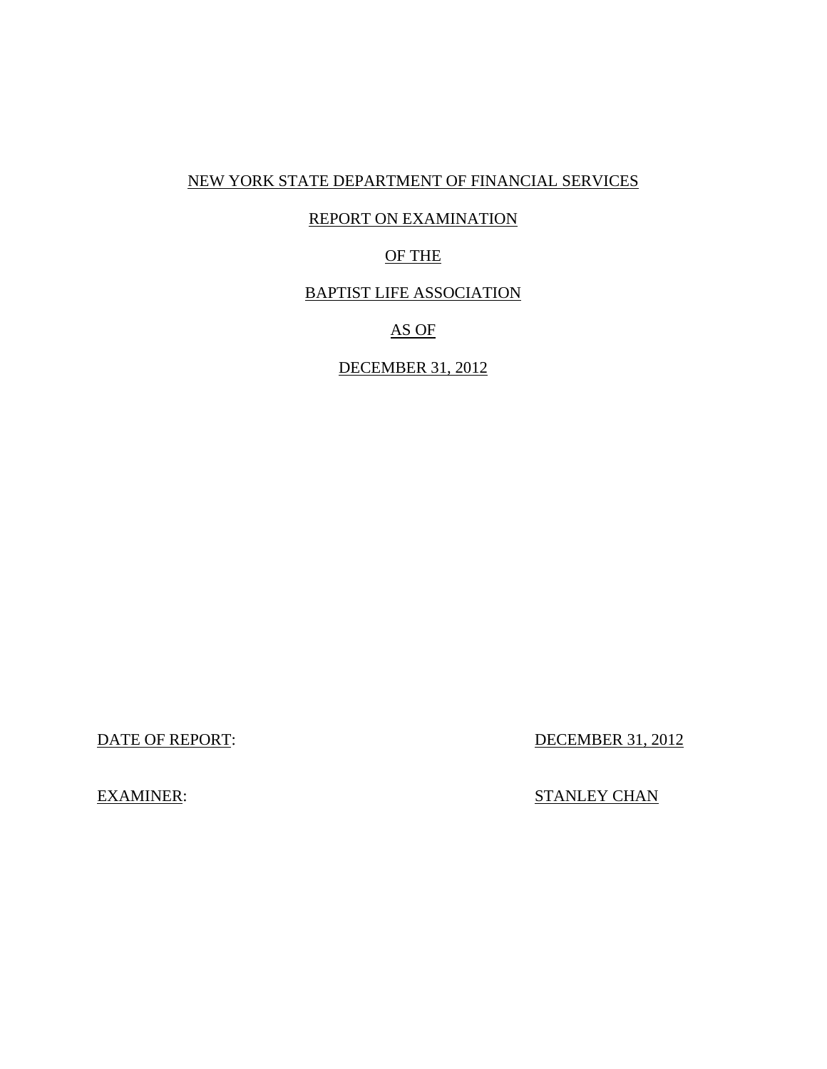NEW YORK STATE DEPARTMENT OF FINANCIAL SERVICES

REPORT ON EXAMINATION

OF THE

BAPTIST LIFE ASSOCIATION

AS OF

DECEMBER 31, 2012

DATE OF REPORT: DECEMBER 31, 2012

EXAMINER: STANLEY CHAN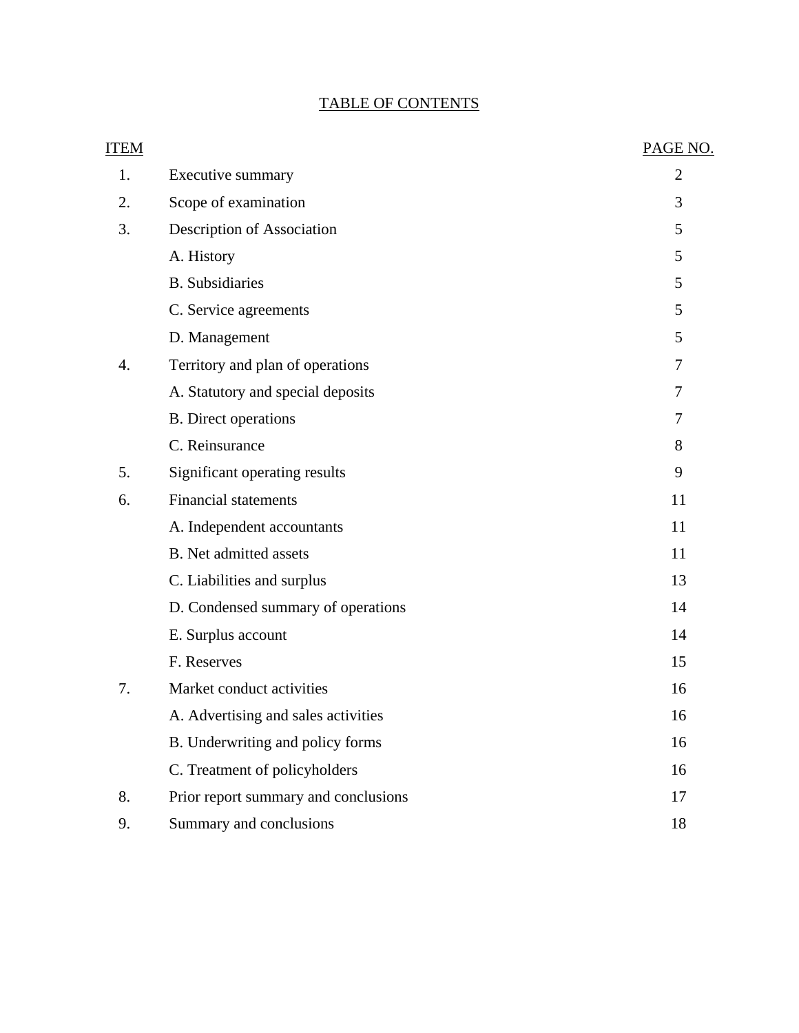# TABLE OF CONTENTS

| ITEM | | PAGE NO. |
|---|---|---|
| 1. | Executive summary | 2 |
| 2. | Scope of examination | 3 |
| 3. | Description of Association | 5 |
| | A. History | 5 |
| | B. Subsidiaries | 5 |
| | C. Service agreements | 5 |
| | D. Management | 5 |
| 4. | Territory and plan of operations | 7 |
| | A. Statutory and special deposits | 7 |
| | B. Direct operations | 7 |
| | C. Reinsurance | 8 |
| 5. | Significant operating results | 9 |
| 6. | Financial statements | 11 |
| | A. Independent accountants | 11 |
| | B. Net admitted assets | 11 |
| | C. Liabilities and surplus | 13 |
| | D. Condensed summary of operations | 14 |
| | E. Surplus account | 14 |
| | F. Reserves | 15 |
| 7. | Market conduct activities | 16 |
| | A. Advertising and sales activities | 16 |
| | B. Underwriting and policy forms | 16 |
| | C. Treatment of policyholders | 16 |
| 8. | Prior report summary and conclusions | 17 |
| 9. | Summary and conclusions | 18 |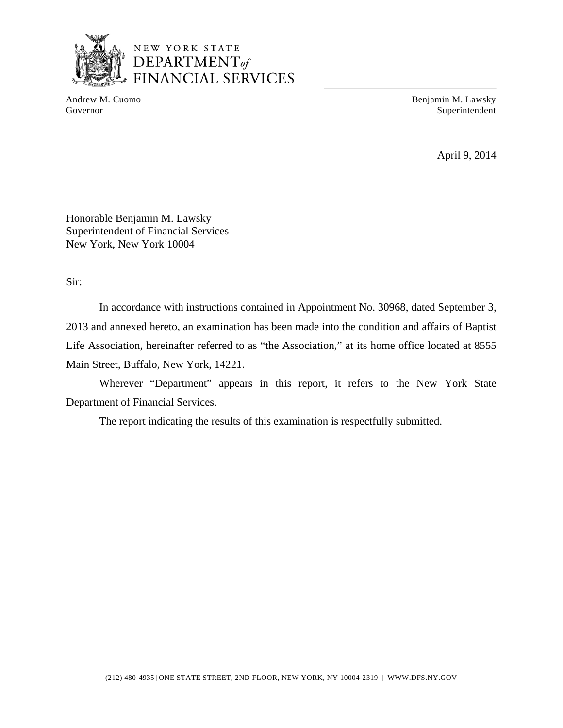NEW YORK STATE
DEPARTMENT of
FINANCIAL SERVICES

Andrew M. Cuomo
Governor

Benjamin M. Lawsky
Superintendent

April 9, 2014

Honorable Benjamin M. Lawsky
Superintendent of Financial Services
New York, New York 10004

Sir:

In accordance with instructions contained in Appointment No. 30968, dated September 3, 2013 and annexed hereto, an examination has been made into the condition and affairs of Baptist Life Association, hereinafter referred to as "the Association," at its home office located at 8555 Main Street, Buffalo, New York, 14221.

Wherever "Department" appears in this report, it refers to the New York State Department of Financial Services.

The report indicating the results of this examination is respectfully submitted.

(212) 480-4935 | ONE STATE STREET, 2ND FLOOR, NEW YORK, NY 10004-2319 | WWW.DFS.NY.GOV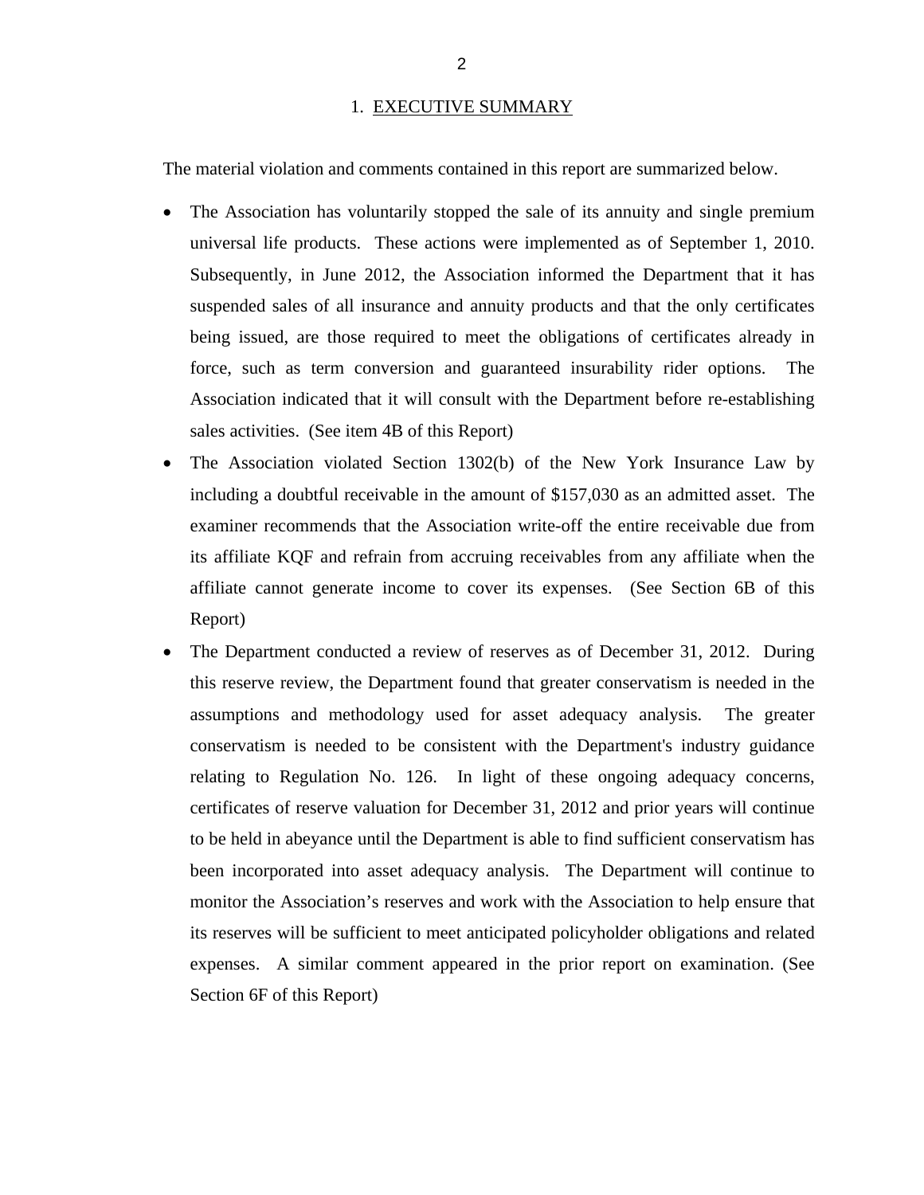## 1. EXECUTIVE SUMMARY

The material violation and comments contained in this report are summarized below.

- The Association has voluntarily stopped the sale of its annuity and single premium universal life products. These actions were implemented as of September 1, 2010. Subsequently, in June 2012, the Association informed the Department that it has suspended sales of all insurance and annuity products and that the only certificates being issued, are those required to meet the obligations of certificates already in force, such as term conversion and guaranteed insurability rider options. The Association indicated that it will consult with the Department before re-establishing sales activities. (See item 4B of this Report)
- The Association violated Section 1302(b) of the New York Insurance Law by including a doubtful receivable in the amount of $157,030 as an admitted asset. The examiner recommends that the Association write-off the entire receivable due from its affiliate KQF and refrain from accruing receivables from any affiliate when the affiliate cannot generate income to cover its expenses. (See Section 6B of this Report)
- The Department conducted a review of reserves as of December 31, 2012. During this reserve review, the Department found that greater conservatism is needed in the assumptions and methodology used for asset adequacy analysis. The greater conservatism is needed to be consistent with the Department's industry guidance relating to Regulation No. 126. In light of these ongoing adequacy concerns, certificates of reserve valuation for December 31, 2012 and prior years will continue to be held in abeyance until the Department is able to find sufficient conservatism has been incorporated into asset adequacy analysis. The Department will continue to monitor the Association's reserves and work with the Association to help ensure that its reserves will be sufficient to meet anticipated policyholder obligations and related expenses. A similar comment appeared in the prior report on examination. (See Section 6F of this Report)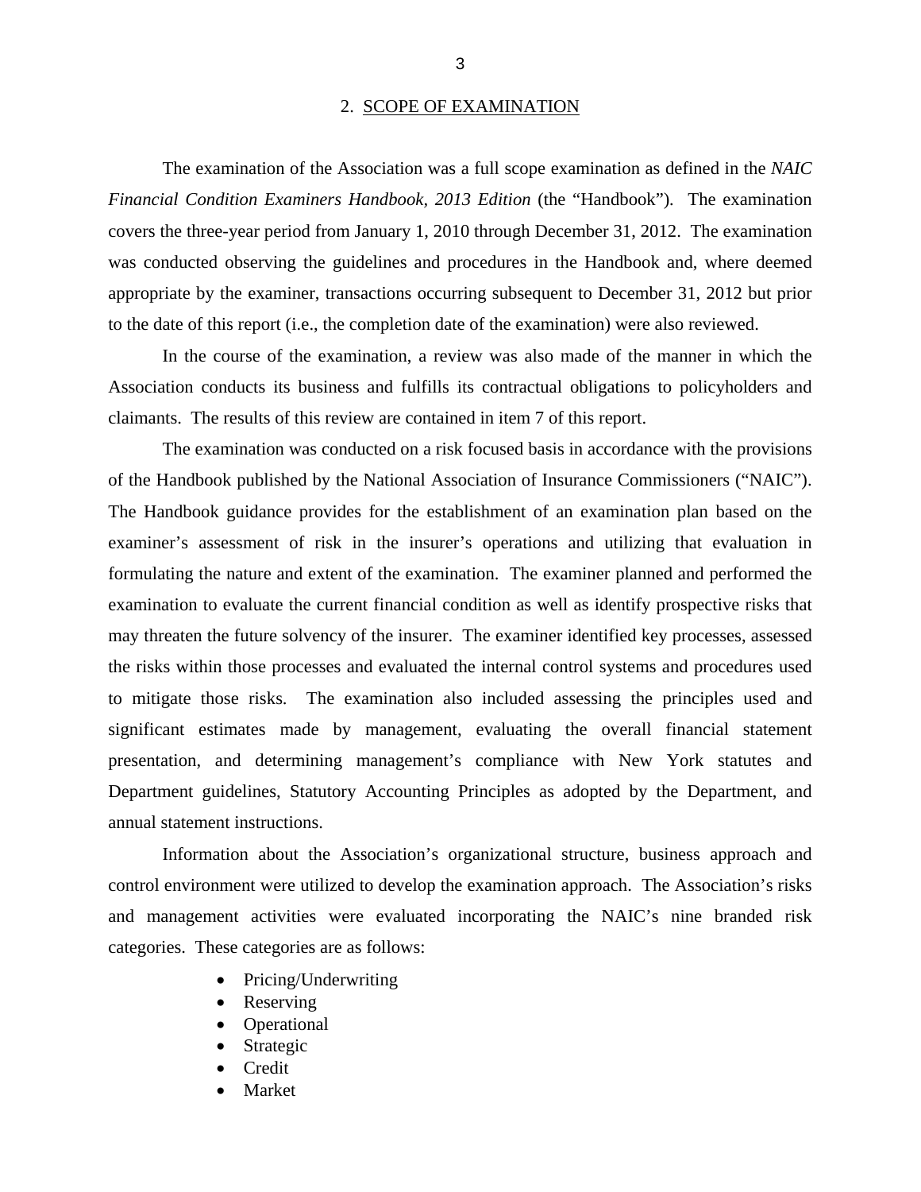## 2. SCOPE OF EXAMINATION

The examination of the Association was a full scope examination as defined in the *NAIC Financial Condition Examiners Handbook, 2013 Edition* (the "Handbook"). The examination covers the three-year period from January 1, 2010 through December 31, 2012. The examination was conducted observing the guidelines and procedures in the Handbook and, where deemed appropriate by the examiner, transactions occurring subsequent to December 31, 2012 but prior to the date of this report (i.e., the completion date of the examination) were also reviewed.

In the course of the examination, a review was also made of the manner in which the Association conducts its business and fulfills its contractual obligations to policyholders and claimants. The results of this review are contained in item 7 of this report.

The examination was conducted on a risk focused basis in accordance with the provisions of the Handbook published by the National Association of Insurance Commissioners ("NAIC"). The Handbook guidance provides for the establishment of an examination plan based on the examiner's assessment of risk in the insurer's operations and utilizing that evaluation in formulating the nature and extent of the examination. The examiner planned and performed the examination to evaluate the current financial condition as well as identify prospective risks that may threaten the future solvency of the insurer. The examiner identified key processes, assessed the risks within those processes and evaluated the internal control systems and procedures used to mitigate those risks. The examination also included assessing the principles used and significant estimates made by management, evaluating the overall financial statement presentation, and determining management's compliance with New York statutes and Department guidelines, Statutory Accounting Principles as adopted by the Department, and annual statement instructions.

Information about the Association's organizational structure, business approach and control environment were utilized to develop the examination approach. The Association's risks and management activities were evaluated incorporating the NAIC's nine branded risk categories. These categories are as follows:

- Pricing/Underwriting
- Reserving
- Operational
- Strategic
- Credit
- Market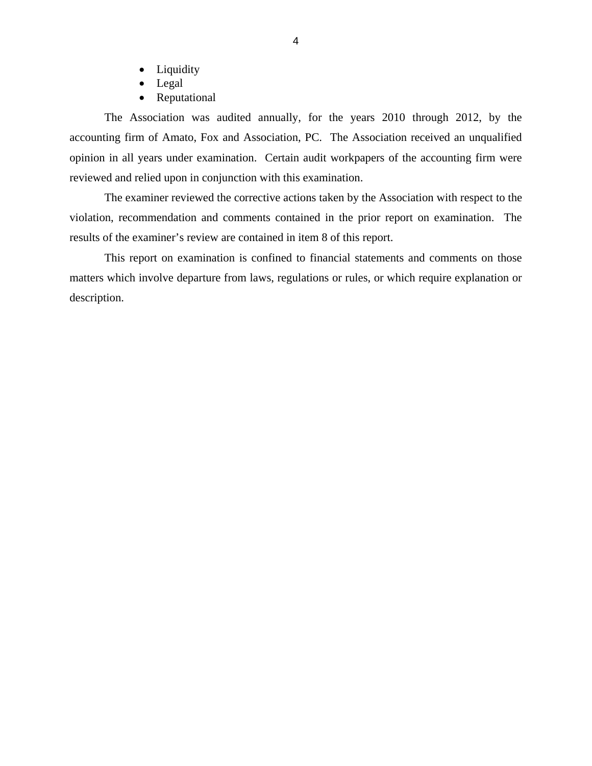- Liquidity
- Legal
- Reputational

The Association was audited annually, for the years 2010 through 2012, by the accounting firm of Amato, Fox and Association, PC. The Association received an unqualified opinion in all years under examination. Certain audit workpapers of the accounting firm were reviewed and relied upon in conjunction with this examination.

The examiner reviewed the corrective actions taken by the Association with respect to the violation, recommendation and comments contained in the prior report on examination. The results of the examiner's review are contained in item 8 of this report.

This report on examination is confined to financial statements and comments on those matters which involve departure from laws, regulations or rules, or which require explanation or description.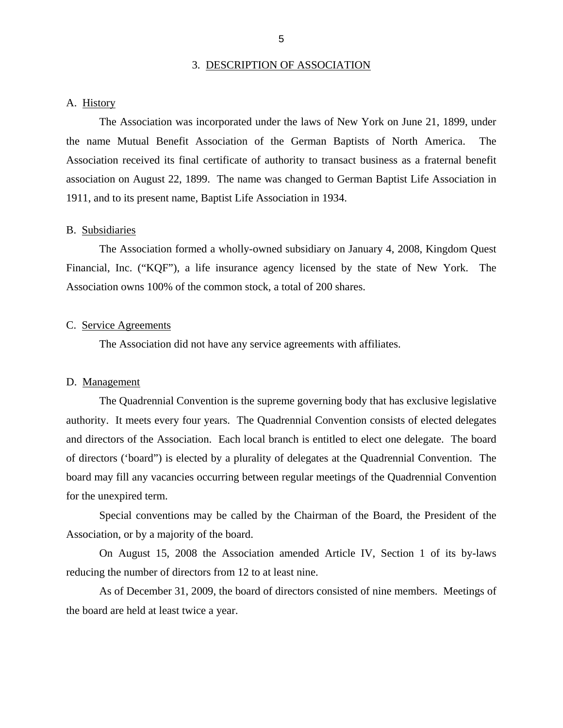## 3. DESCRIPTION OF ASSOCIATION

### A. History

The Association was incorporated under the laws of New York on June 21, 1899, under the name Mutual Benefit Association of the German Baptists of North America. The Association received its final certificate of authority to transact business as a fraternal benefit association on August 22, 1899. The name was changed to German Baptist Life Association in 1911, and to its present name, Baptist Life Association in 1934.

### B. Subsidiaries

The Association formed a wholly-owned subsidiary on January 4, 2008, Kingdom Quest Financial, Inc. ("KQF"), a life insurance agency licensed by the state of New York. The Association owns 100% of the common stock, a total of 200 shares.

### C. Service Agreements

The Association did not have any service agreements with affiliates.

### D. Management

The Quadrennial Convention is the supreme governing body that has exclusive legislative authority. It meets every four years. The Quadrennial Convention consists of elected delegates and directors of the Association. Each local branch is entitled to elect one delegate. The board of directors ('board") is elected by a plurality of delegates at the Quadrennial Convention. The board may fill any vacancies occurring between regular meetings of the Quadrennial Convention for the unexpired term.

Special conventions may be called by the Chairman of the Board, the President of the Association, or by a majority of the board.

On August 15, 2008 the Association amended Article IV, Section 1 of its by-laws reducing the number of directors from 12 to at least nine.

As of December 31, 2009, the board of directors consisted of nine members. Meetings of the board are held at least twice a year.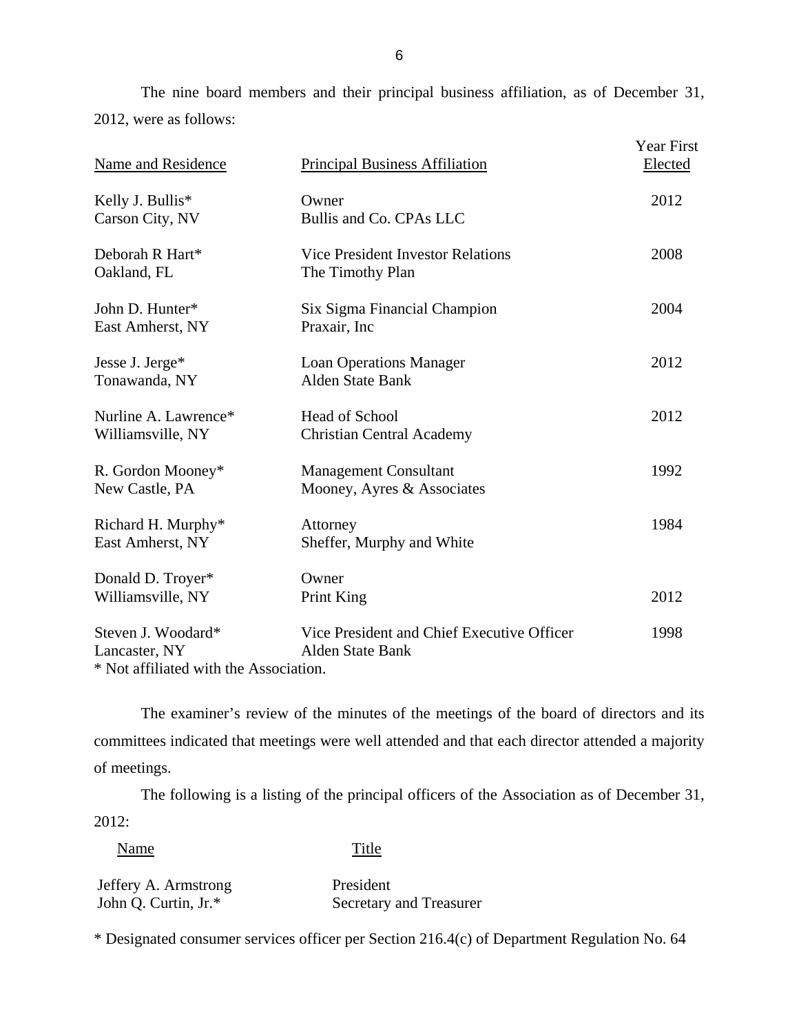The nine board members and their principal business affiliation, as of December 31, 2012, were as follows:

| Name and Residence | Principal Business Affiliation | Year First Elected |
|---|---|---|
| Kelly J. Bullis*<br>Carson City, NV | Owner<br>Bullis and Co. CPAs LLC | 2012 |
| Deborah R Hart*<br>Oakland, FL | Vice President Investor Relations<br>The Timothy Plan | 2008 |
| John D. Hunter*<br>East Amherst, NY | Six Sigma Financial Champion<br>Praxair, Inc | 2004 |
| Jesse J. Jerge*<br>Tonawanda, NY | Loan Operations Manager<br>Alden State Bank | 2012 |
| Nurline A. Lawrence*<br>Williamsville, NY | Head of School<br>Christian Central Academy | 2012 |
| R. Gordon Mooney*<br>New Castle, PA | Management Consultant<br>Mooney, Ayres & Associates | 1992 |
| Richard H. Murphy*<br>East Amherst, NY | Attorney<br>Sheffer, Murphy and White | 1984 |
| Donald D. Troyer*<br>Williamsville, NY | Owner<br>Print King | 2012 |
| Steven J. Woodard*<br>Lancaster, NY | Vice President and Chief Executive Officer<br>Alden State Bank | 1998 |

* Not affiliated with the Association.

The examiner's review of the minutes of the meetings of the board of directors and its committees indicated that meetings were well attended and that each director attended a majority of meetings.

The following is a listing of the principal officers of the Association as of December 31, 2012:

| Name | Title |
|---|---|
| Jeffery A. Armstrong | President |
| John Q. Curtin, Jr.* | Secretary and Treasurer |

* Designated consumer services officer per Section 216.4(c) of Department Regulation No. 64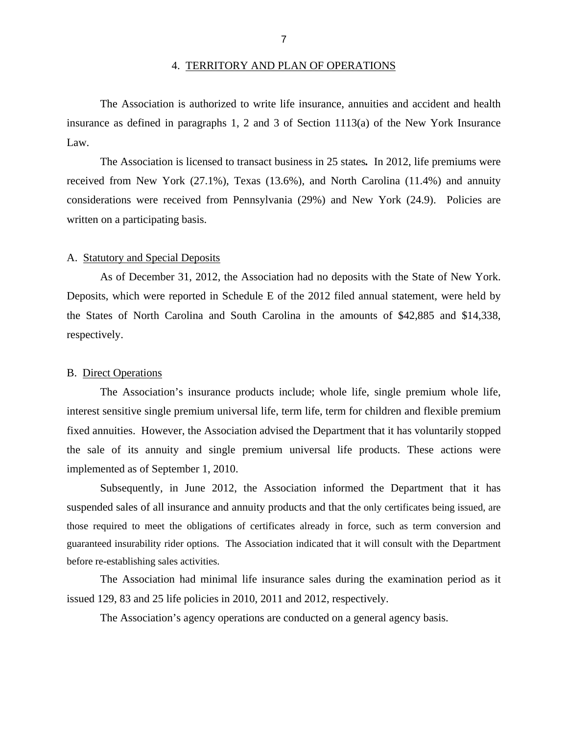## 4. TERRITORY AND PLAN OF OPERATIONS

The Association is authorized to write life insurance, annuities and accident and health insurance as defined in paragraphs 1, 2 and 3 of Section 1113(a) of the New York Insurance Law.

The Association is licensed to transact business in 25 states**.** In 2012, life premiums were received from New York (27.1%), Texas (13.6%), and North Carolina (11.4%) and annuity considerations were received from Pennsylvania (29%) and New York (24.9). Policies are written on a participating basis.

### A. Statutory and Special Deposits

As of December 31, 2012, the Association had no deposits with the State of New York. Deposits, which were reported in Schedule E of the 2012 filed annual statement, were held by the States of North Carolina and South Carolina in the amounts of $42,885 and $14,338, respectively.

### B. Direct Operations

The Association's insurance products include; whole life, single premium whole life, interest sensitive single premium universal life, term life, term for children and flexible premium fixed annuities. However, the Association advised the Department that it has voluntarily stopped the sale of its annuity and single premium universal life products. These actions were implemented as of September 1, 2010.

Subsequently, in June 2012, the Association informed the Department that it has suspended sales of all insurance and annuity products and that the only certificates being issued, are those required to meet the obligations of certificates already in force, such as term conversion and guaranteed insurability rider options. The Association indicated that it will consult with the Department before re-establishing sales activities.

The Association had minimal life insurance sales during the examination period as it issued 129, 83 and 25 life policies in 2010, 2011 and 2012, respectively.

The Association's agency operations are conducted on a general agency basis.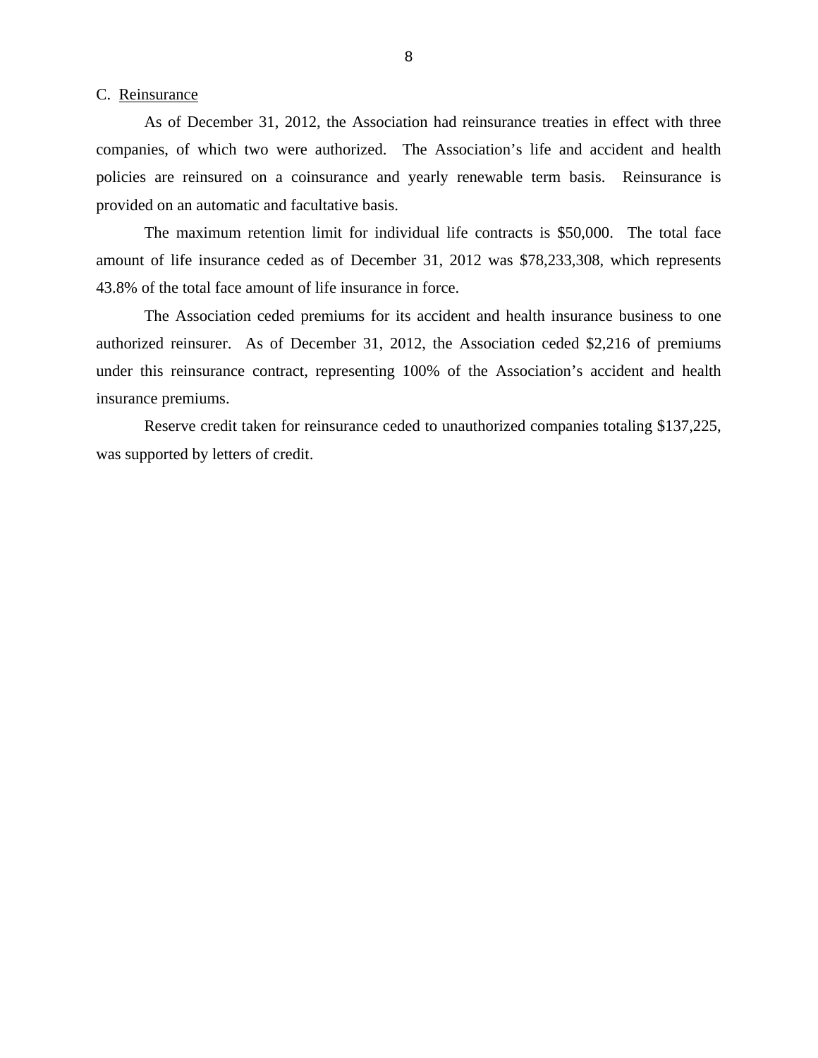C. Reinsurance

As of December 31, 2012, the Association had reinsurance treaties in effect with three companies, of which two were authorized. The Association's life and accident and health policies are reinsured on a coinsurance and yearly renewable term basis. Reinsurance is provided on an automatic and facultative basis.

The maximum retention limit for individual life contracts is $50,000. The total face amount of life insurance ceded as of December 31, 2012 was $78,233,308, which represents 43.8% of the total face amount of life insurance in force.

The Association ceded premiums for its accident and health insurance business to one authorized reinsurer. As of December 31, 2012, the Association ceded $2,216 of premiums under this reinsurance contract, representing 100% of the Association's accident and health insurance premiums.

Reserve credit taken for reinsurance ceded to unauthorized companies totaling $137,225, was supported by letters of credit.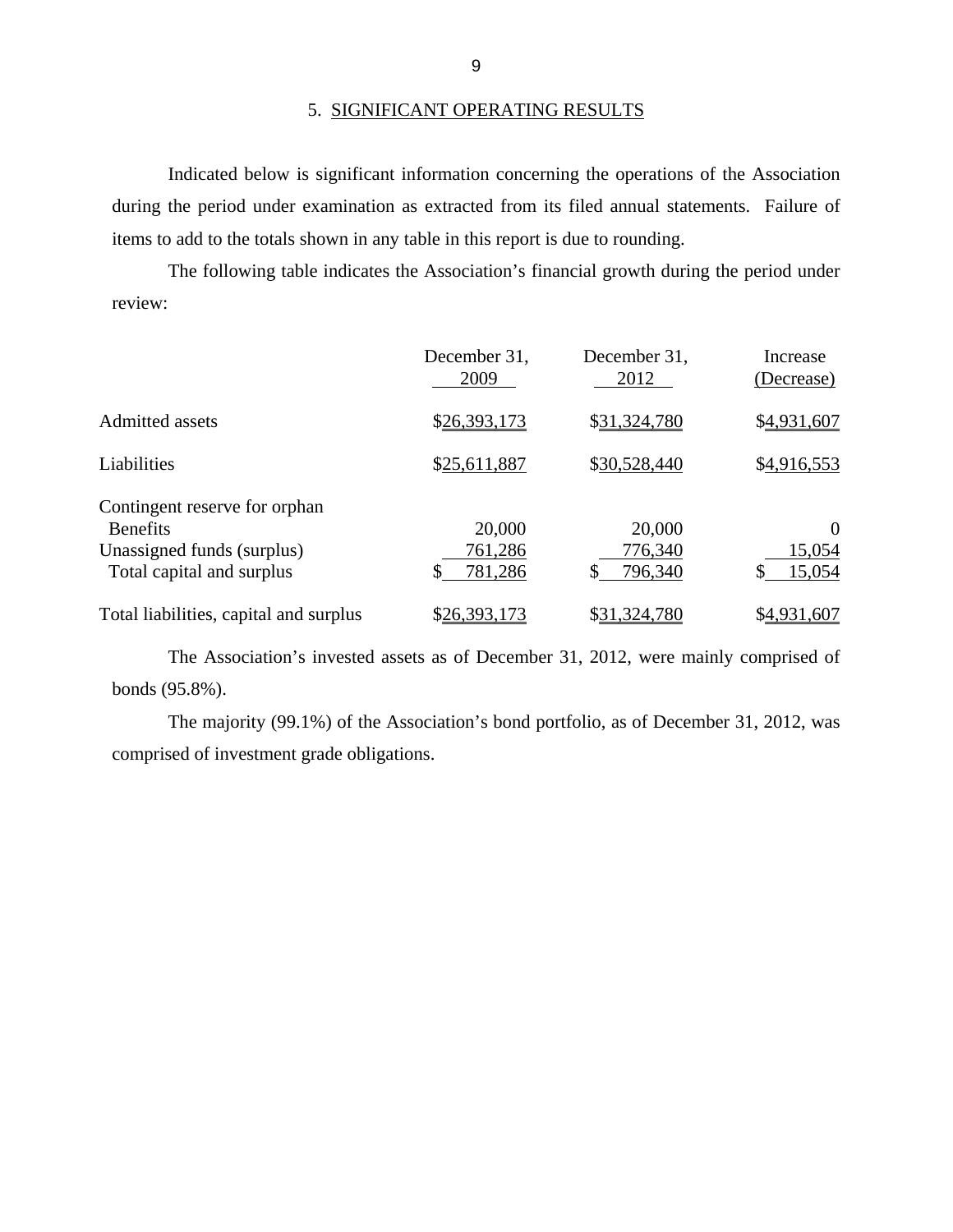## 5. SIGNIFICANT OPERATING RESULTS

Indicated below is significant information concerning the operations of the Association during the period under examination as extracted from its filed annual statements. Failure of items to add to the totals shown in any table in this report is due to rounding.

The following table indicates the Association's financial growth during the period under review:

| | December 31, 2009 | December 31, 2012 | Increase (Decrease) |
|---|---|---|---|
| Admitted assets | $26,393,173 | $31,324,780 | $4,931,607 |
| Liabilities | $25,611,887 | $30,528,440 | $4,916,553 |
| Contingent reserve for orphan Benefits | 20,000 | 20,000 | 0 |
| Unassigned funds (surplus) | 761,286 | 776,340 | 15,054 |
| Total capital and surplus | $ 781,286 | $ 796,340 | $ 15,054 |
| Total liabilities, capital and surplus | $26,393,173 | $31,324,780 | $4,931,607 |

The Association's invested assets as of December 31, 2012, were mainly comprised of bonds (95.8%).

The majority (99.1%) of the Association's bond portfolio, as of December 31, 2012, was comprised of investment grade obligations.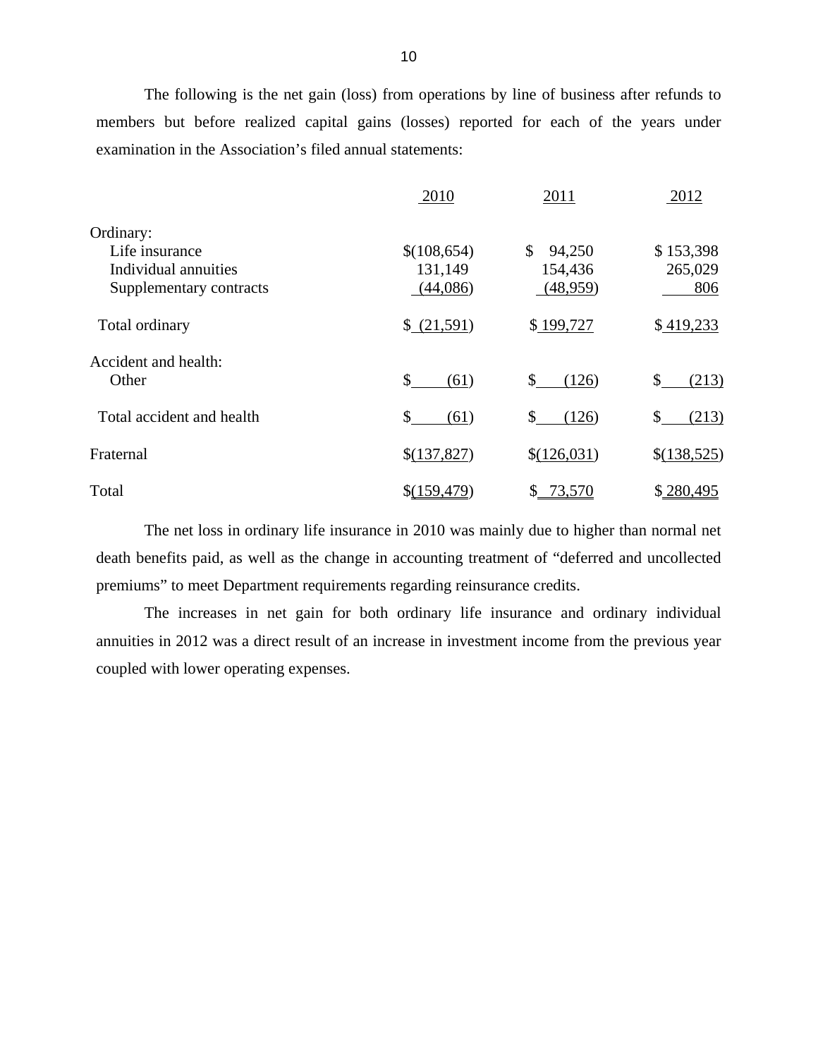The following is the net gain (loss) from operations by line of business after refunds to members but before realized capital gains (losses) reported for each of the years under examination in the Association's filed annual statements:

| | 2010 | 2011 | 2012 |
|---|---|---|---|
| Ordinary: | | | |
| Life insurance | $(108,654) | $ 94,250 | $ 153,398 |
| Individual annuities | 131,149 | 154,436 | 265,029 |
| Supplementary contracts | (44,086) | (48,959) | 806 |
| Total ordinary | $ (21,591) | $ 199,727 | $ 419,233 |
| Accident and health: | | | |
| Other | $ (61) | $ (126) | $ (213) |
| Total accident and health | $ (61) | $ (126) | $ (213) |
| Fraternal | $(137,827) | $(126,031) | $(138,525) |
| Total | $(159,479) | $ 73,570 | $ 280,495 |

The net loss in ordinary life insurance in 2010 was mainly due to higher than normal net death benefits paid, as well as the change in accounting treatment of "deferred and uncollected premiums" to meet Department requirements regarding reinsurance credits.

The increases in net gain for both ordinary life insurance and ordinary individual annuities in 2012 was a direct result of an increase in investment income from the previous year coupled with lower operating expenses.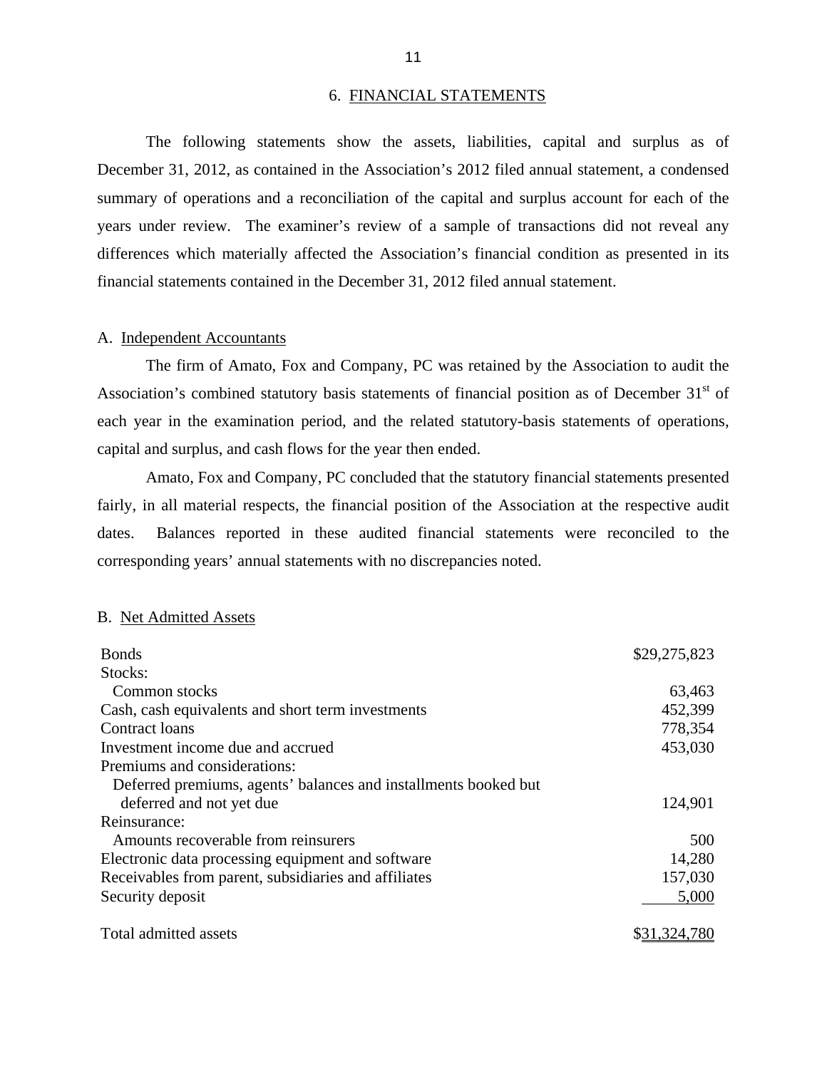## 6. FINANCIAL STATEMENTS

The following statements show the assets, liabilities, capital and surplus as of December 31, 2012, as contained in the Association's 2012 filed annual statement, a condensed summary of operations and a reconciliation of the capital and surplus account for each of the years under review. The examiner's review of a sample of transactions did not reveal any differences which materially affected the Association's financial condition as presented in its financial statements contained in the December 31, 2012 filed annual statement.

### A. Independent Accountants

The firm of Amato, Fox and Company, PC was retained by the Association to audit the Association's combined statutory basis statements of financial position as of December 31st of each year in the examination period, and the related statutory-basis statements of operations, capital and surplus, and cash flows for the year then ended.

Amato, Fox and Company, PC concluded that the statutory financial statements presented fairly, in all material respects, the financial position of the Association at the respective audit dates. Balances reported in these audited financial statements were reconciled to the corresponding years' annual statements with no discrepancies noted.

### B. Net Admitted Assets

| | |
|---|---|
| Bonds | $29,275,823 |
| Stocks: | |
| Common stocks | 63,463 |
| Cash, cash equivalents and short term investments | 452,399 |
| Contract loans | 778,354 |
| Investment income due and accrued | 453,030 |
| Premiums and considerations: | |
| Deferred premiums, agents' balances and installments booked but deferred and not yet due | 124,901 |
| Reinsurance: | |
| Amounts recoverable from reinsurers | 500 |
| Electronic data processing equipment and software | 14,280 |
| Receivables from parent, subsidiaries and affiliates | 157,030 |
| Security deposit | 5,000 |
| Total admitted assets | $31,324,780 |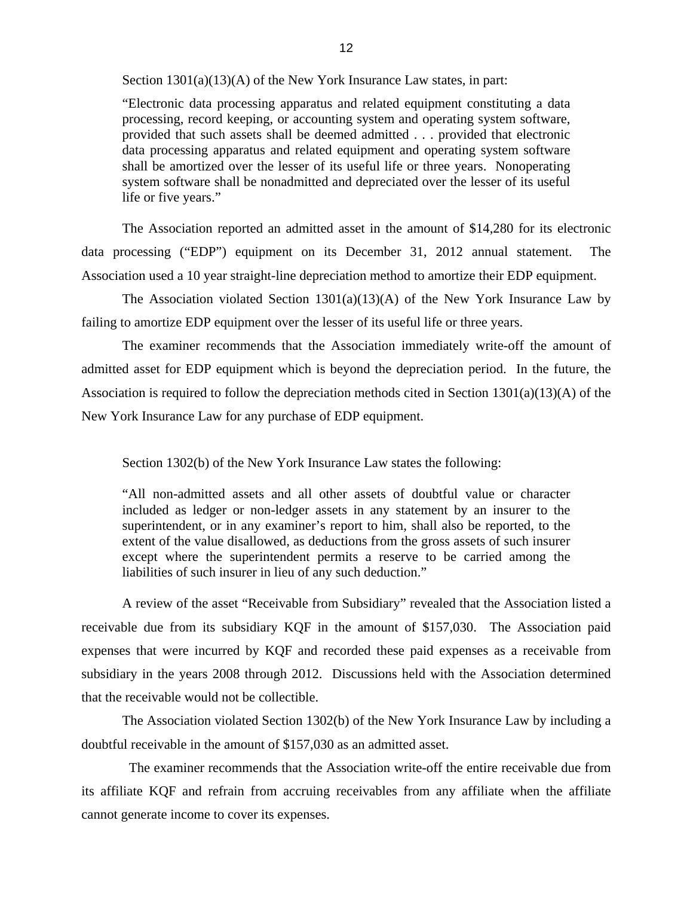Section 1301(a)(13)(A) of the New York Insurance Law states, in part:

> "Electronic data processing apparatus and related equipment constituting a data processing, record keeping, or accounting system and operating system software, provided that such assets shall be deemed admitted . . . provided that electronic data processing apparatus and related equipment and operating system software shall be amortized over the lesser of its useful life or three years. Nonoperating system software shall be nonadmitted and depreciated over the lesser of its useful life or five years."

The Association reported an admitted asset in the amount of $14,280 for its electronic data processing ("EDP") equipment on its December 31, 2012 annual statement. The Association used a 10 year straight-line depreciation method to amortize their EDP equipment.

The Association violated Section 1301(a)(13)(A) of the New York Insurance Law by failing to amortize EDP equipment over the lesser of its useful life or three years.

The examiner recommends that the Association immediately write-off the amount of admitted asset for EDP equipment which is beyond the depreciation period. In the future, the Association is required to follow the depreciation methods cited in Section 1301(a)(13)(A) of the New York Insurance Law for any purchase of EDP equipment.

Section 1302(b) of the New York Insurance Law states the following:

> "All non-admitted assets and all other assets of doubtful value or character included as ledger or non-ledger assets in any statement by an insurer to the superintendent, or in any examiner's report to him, shall also be reported, to the extent of the value disallowed, as deductions from the gross assets of such insurer except where the superintendent permits a reserve to be carried among the liabilities of such insurer in lieu of any such deduction."

A review of the asset "Receivable from Subsidiary" revealed that the Association listed a receivable due from its subsidiary KQF in the amount of $157,030. The Association paid expenses that were incurred by KQF and recorded these paid expenses as a receivable from subsidiary in the years 2008 through 2012. Discussions held with the Association determined that the receivable would not be collectible.

The Association violated Section 1302(b) of the New York Insurance Law by including a doubtful receivable in the amount of $157,030 as an admitted asset.

The examiner recommends that the Association write-off the entire receivable due from its affiliate KQF and refrain from accruing receivables from any affiliate when the affiliate cannot generate income to cover its expenses.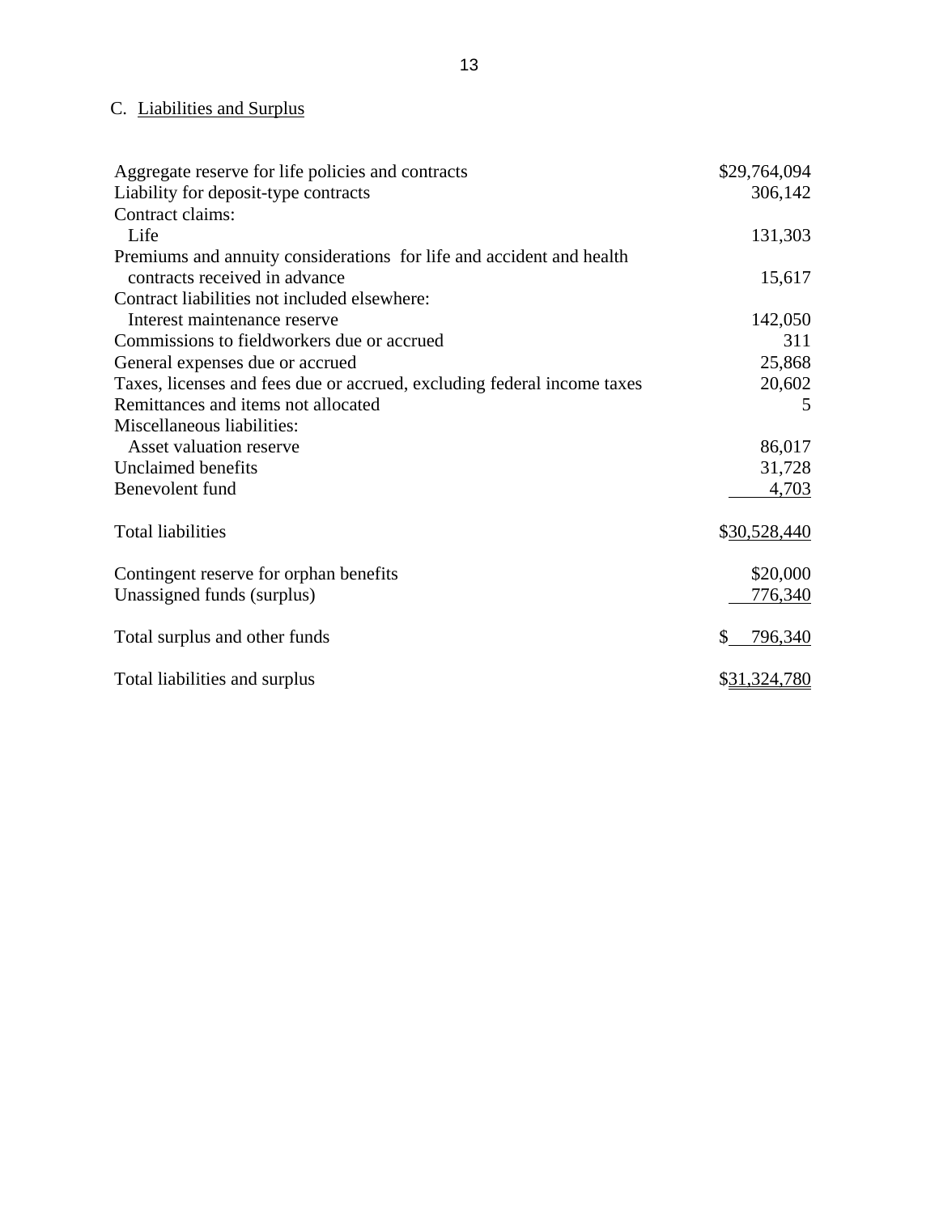## C. Liabilities and Surplus

| | |
|---|---:|
| Aggregate reserve for life policies and contracts | $29,764,094 |
| Liability for deposit-type contracts | 306,142 |
| Contract claims: | |
| Life | 131,303 |
| Premiums and annuity considerations for life and accident and health contracts received in advance | 15,617 |
| Contract liabilities not included elsewhere: | |
| Interest maintenance reserve | 142,050 |
| Commissions to fieldworkers due or accrued | 311 |
| General expenses due or accrued | 25,868 |
| Taxes, licenses and fees due or accrued, excluding federal income taxes | 20,602 |
| Remittances and items not allocated | 5 |
| Miscellaneous liabilities: | |
| Asset valuation reserve | 86,017 |
| Unclaimed benefits | 31,728 |
| Benevolent fund | 4,703 |
| Total liabilities | $30,528,440 |
| Contingent reserve for orphan benefits | $20,000 |
| Unassigned funds (surplus) | 776,340 |
| Total surplus and other funds | $ 796,340 |
| Total liabilities and surplus | $31,324,780 |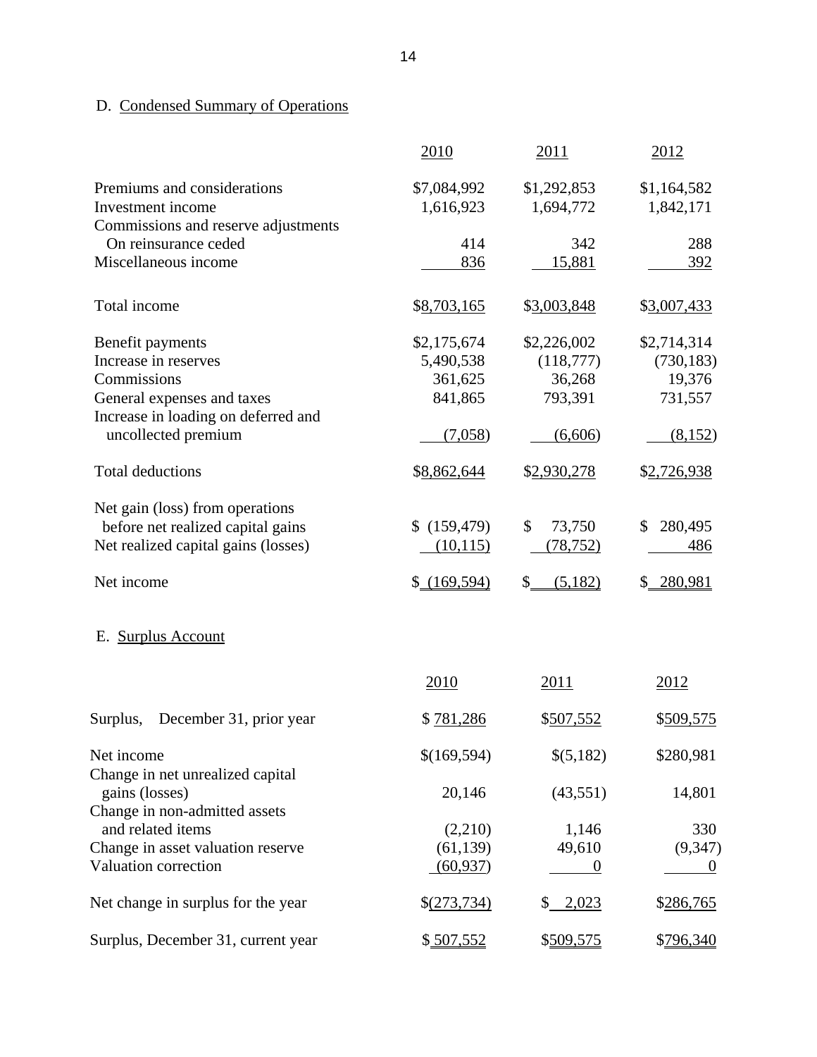D. Condensed Summary of Operations

| | 2010 | 2011 | 2012 |
|---|---|---|---|
| Premiums and considerations | $7,084,992 | $1,292,853 | $1,164,582 |
| Investment income | 1,616,923 | 1,694,772 | 1,842,171 |
| Commissions and reserve adjustments On reinsurance ceded | 414 | 342 | 288 |
| Miscellaneous income | 836 | 15,881 | 392 |
| Total income | $8,703,165 | $3,003,848 | $3,007,433 |
| Benefit payments | $2,175,674 | $2,226,002 | $2,714,314 |
| Increase in reserves | 5,490,538 | (118,777) | (730,183) |
| Commissions | 361,625 | 36,268 | 19,376 |
| General expenses and taxes | 841,865 | 793,391 | 731,557 |
| Increase in loading on deferred and uncollected premium | (7,058) | (6,606) | (8,152) |
| Total deductions | $8,862,644 | $2,930,278 | $2,726,938 |
| Net gain (loss) from operations before net realized capital gains | $ (159,479) | $ 73,750 | $ 280,495 |
| Net realized capital gains (losses) | (10,115) | (78,752) | 486 |
| Net income | $ (169,594) | $ (5,182) | $ 280,981 |

E. Surplus Account

| | 2010 | 2011 | 2012 |
|---|---|---|---|
| Surplus, December 31, prior year | $ 781,286 | $507,552 | $509,575 |
| Net income | $(169,594) | $(5,182) | $280,981 |
| Change in net unrealized capital gains (losses) | 20,146 | (43,551) | 14,801 |
| Change in non-admitted assets and related items | (2,210) | 1,146 | 330 |
| Change in asset valuation reserve | (61,139) | 49,610 | (9,347) |
| Valuation correction | (60,937) | 0 | 0 |
| Net change in surplus for the year | $(273,734) | $ 2,023 | $286,765 |
| Surplus, December 31, current year | $ 507,552 | $509,575 | $796,340 |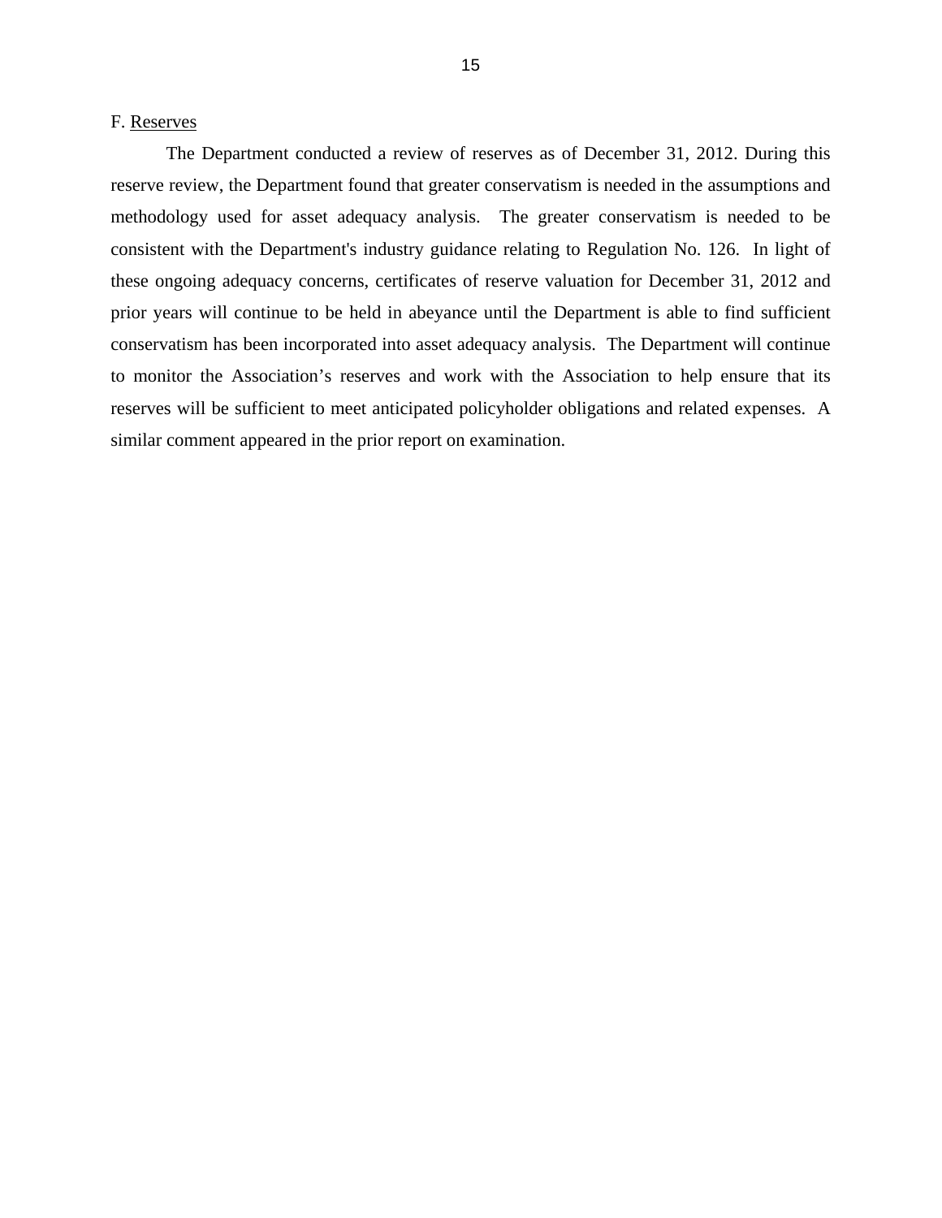F. Reserves

The Department conducted a review of reserves as of December 31, 2012. During this reserve review, the Department found that greater conservatism is needed in the assumptions and methodology used for asset adequacy analysis. The greater conservatism is needed to be consistent with the Department's industry guidance relating to Regulation No. 126. In light of these ongoing adequacy concerns, certificates of reserve valuation for December 31, 2012 and prior years will continue to be held in abeyance until the Department is able to find sufficient conservatism has been incorporated into asset adequacy analysis. The Department will continue to monitor the Association's reserves and work with the Association to help ensure that its reserves will be sufficient to meet anticipated policyholder obligations and related expenses. A similar comment appeared in the prior report on examination.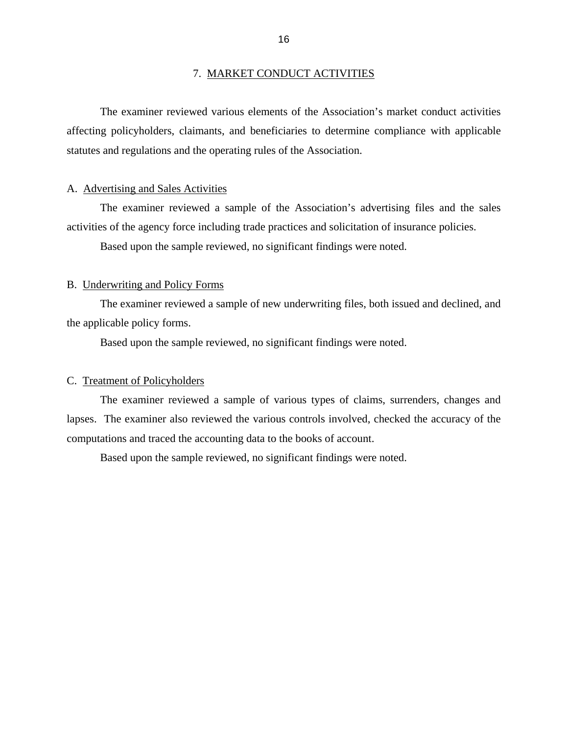## 7. MARKET CONDUCT ACTIVITIES

The examiner reviewed various elements of the Association's market conduct activities affecting policyholders, claimants, and beneficiaries to determine compliance with applicable statutes and regulations and the operating rules of the Association.

### A. Advertising and Sales Activities

The examiner reviewed a sample of the Association's advertising files and the sales activities of the agency force including trade practices and solicitation of insurance policies.

Based upon the sample reviewed, no significant findings were noted.

### B. Underwriting and Policy Forms

The examiner reviewed a sample of new underwriting files, both issued and declined, and the applicable policy forms.

Based upon the sample reviewed, no significant findings were noted.

### C. Treatment of Policyholders

The examiner reviewed a sample of various types of claims, surrenders, changes and lapses. The examiner also reviewed the various controls involved, checked the accuracy of the computations and traced the accounting data to the books of account.

Based upon the sample reviewed, no significant findings were noted.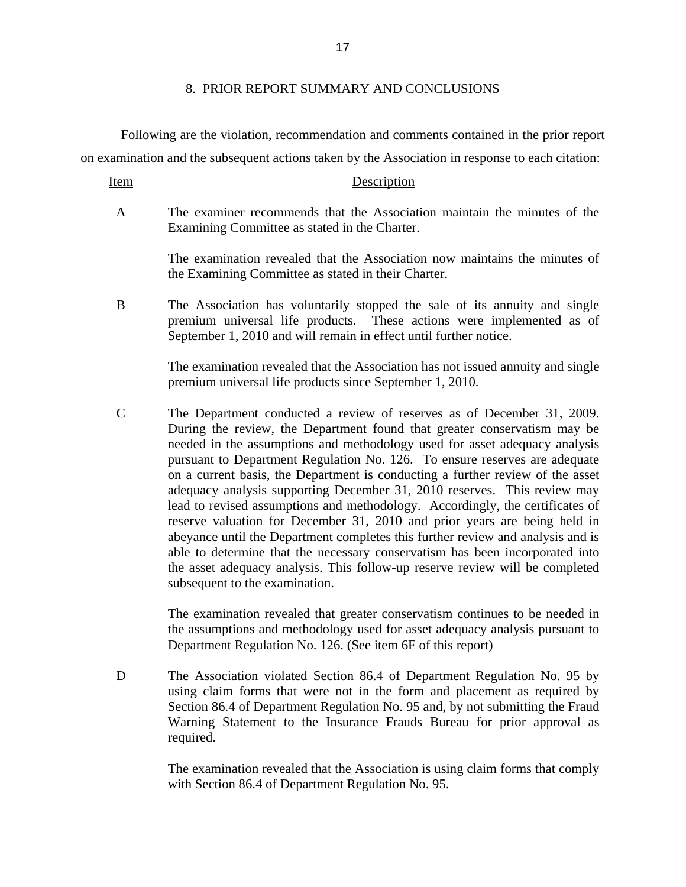## 8. PRIOR REPORT SUMMARY AND CONCLUSIONS

Following are the violation, recommendation and comments contained in the prior report on examination and the subsequent actions taken by the Association in response to each citation:

| Item | Description |
|---|---|
| A | The examiner recommends that the Association maintain the minutes of the Examining Committee as stated in the Charter.<br><br>The examination revealed that the Association now maintains the minutes of the Examining Committee as stated in their Charter. |
| B | The Association has voluntarily stopped the sale of its annuity and single premium universal life products. These actions were implemented as of September 1, 2010 and will remain in effect until further notice.<br><br>The examination revealed that the Association has not issued annuity and single premium universal life products since September 1, 2010. |
| C | The Department conducted a review of reserves as of December 31, 2009. During the review, the Department found that greater conservatism may be needed in the assumptions and methodology used for asset adequacy analysis pursuant to Department Regulation No. 126. To ensure reserves are adequate on a current basis, the Department is conducting a further review of the asset adequacy analysis supporting December 31, 2010 reserves. This review may lead to revised assumptions and methodology. Accordingly, the certificates of reserve valuation for December 31, 2010 and prior years are being held in abeyance until the Department completes this further review and analysis and is able to determine that the necessary conservatism has been incorporated into the asset adequacy analysis. This follow-up reserve review will be completed subsequent to the examination.<br><br>The examination revealed that greater conservatism continues to be needed in the assumptions and methodology used for asset adequacy analysis pursuant to Department Regulation No. 126. (See item 6F of this report) |
| D | The Association violated Section 86.4 of Department Regulation No. 95 by using claim forms that were not in the form and placement as required by Section 86.4 of Department Regulation No. 95 and, by not submitting the Fraud Warning Statement to the Insurance Frauds Bureau for prior approval as required.<br><br>The examination revealed that the Association is using claim forms that comply with Section 86.4 of Department Regulation No. 95. |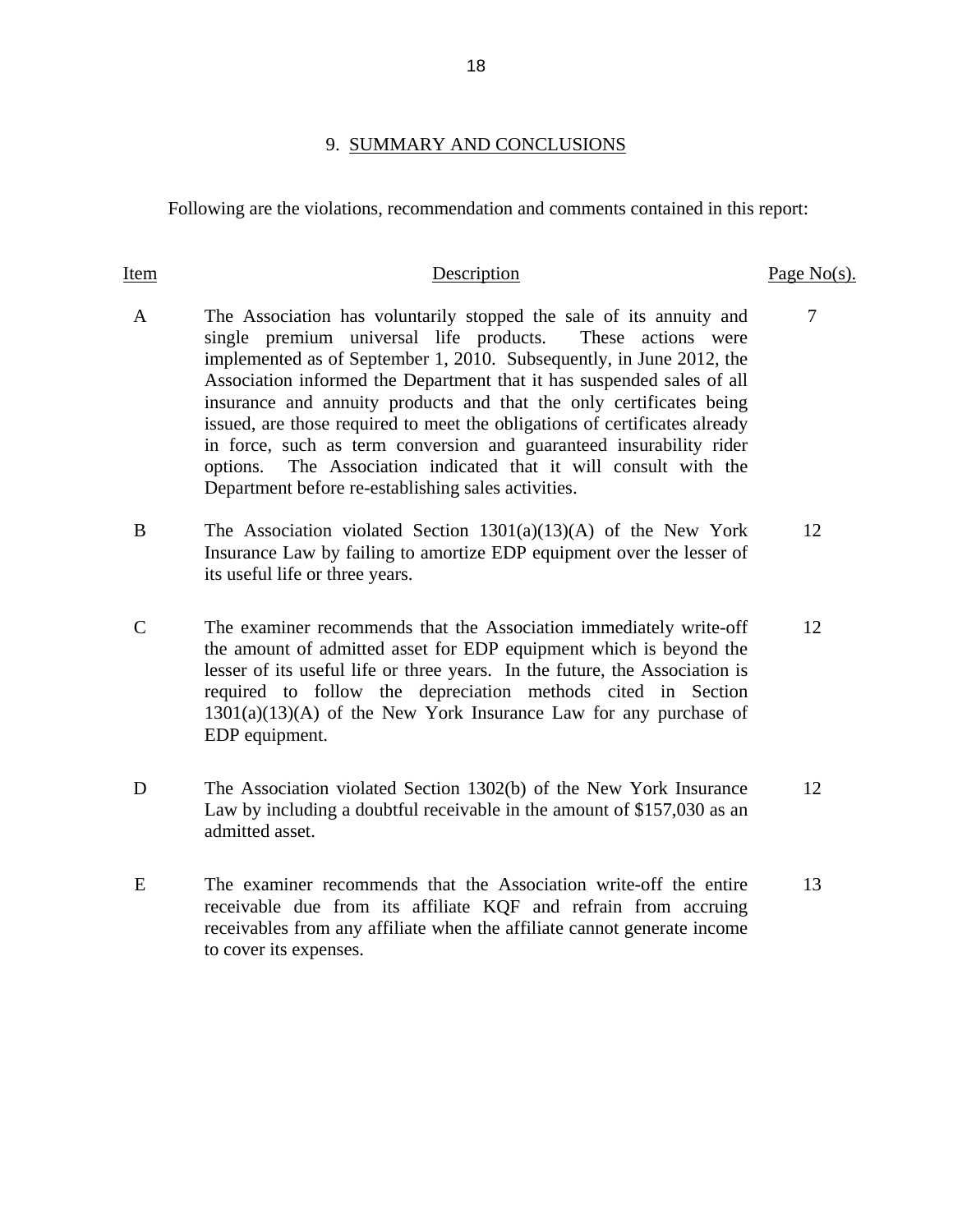## 9. SUMMARY AND CONCLUSIONS

Following are the violations, recommendation and comments contained in this report:

| Item | Description | Page No(s). |
|---|---|---|
| A | The Association has voluntarily stopped the sale of its annuity and single premium universal life products. These actions were implemented as of September 1, 2010. Subsequently, in June 2012, the Association informed the Department that it has suspended sales of all insurance and annuity products and that the only certificates being issued, are those required to meet the obligations of certificates already in force, such as term conversion and guaranteed insurability rider options. The Association indicated that it will consult with the Department before re-establishing sales activities. | 7 |
| B | The Association violated Section 1301(a)(13)(A) of the New York Insurance Law by failing to amortize EDP equipment over the lesser of its useful life or three years. | 12 |
| C | The examiner recommends that the Association immediately write-off the amount of admitted asset for EDP equipment which is beyond the lesser of its useful life or three years. In the future, the Association is required to follow the depreciation methods cited in Section 1301(a)(13)(A) of the New York Insurance Law for any purchase of EDP equipment. | 12 |
| D | The Association violated Section 1302(b) of the New York Insurance Law by including a doubtful receivable in the amount of $157,030 as an admitted asset. | 12 |
| E | The examiner recommends that the Association write-off the entire receivable due from its affiliate KQF and refrain from accruing receivables from any affiliate when the affiliate cannot generate income to cover its expenses. | 13 |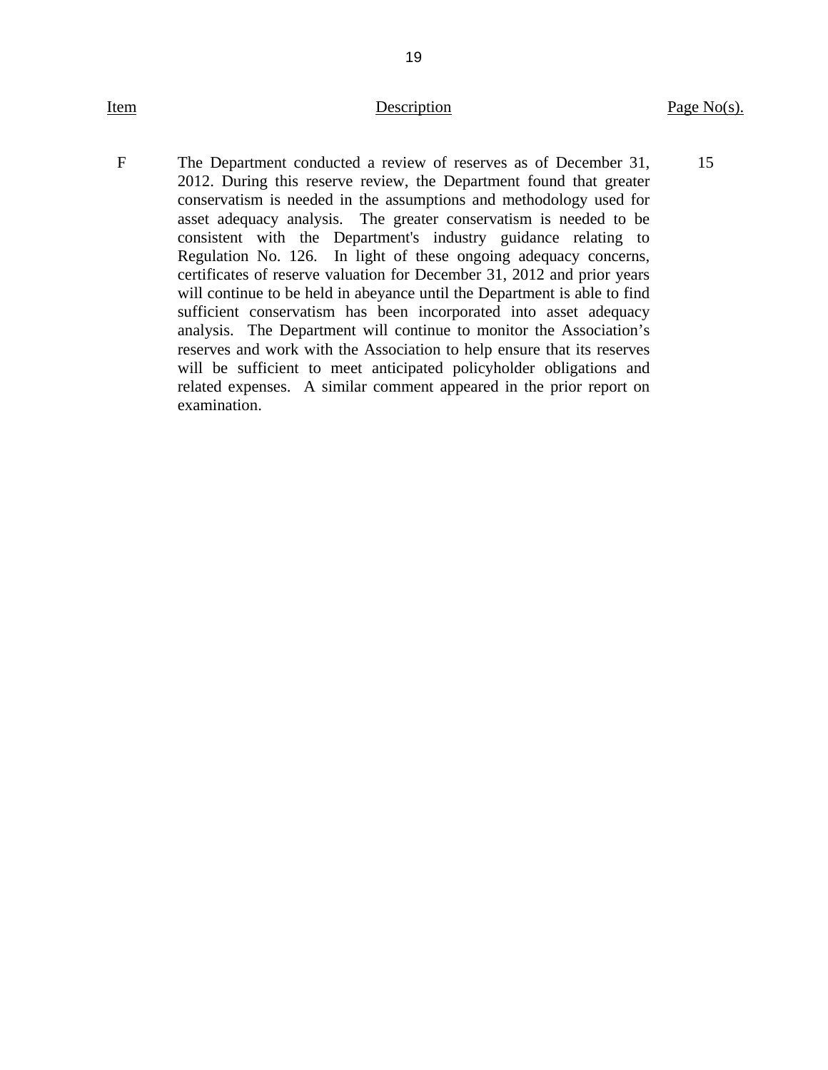| Item | Description | Page No(s). |
|---|---|---|
| F | The Department conducted a review of reserves as of December 31, 2012. During this reserve review, the Department found that greater conservatism is needed in the assumptions and methodology used for asset adequacy analysis. The greater conservatism is needed to be consistent with the Department's industry guidance relating to Regulation No. 126. In light of these ongoing adequacy concerns, certificates of reserve valuation for December 31, 2012 and prior years will continue to be held in abeyance until the Department is able to find sufficient conservatism has been incorporated into asset adequacy analysis. The Department will continue to monitor the Association's reserves and work with the Association to help ensure that its reserves will be sufficient to meet anticipated policyholder obligations and related expenses. A similar comment appeared in the prior report on examination. | 15 |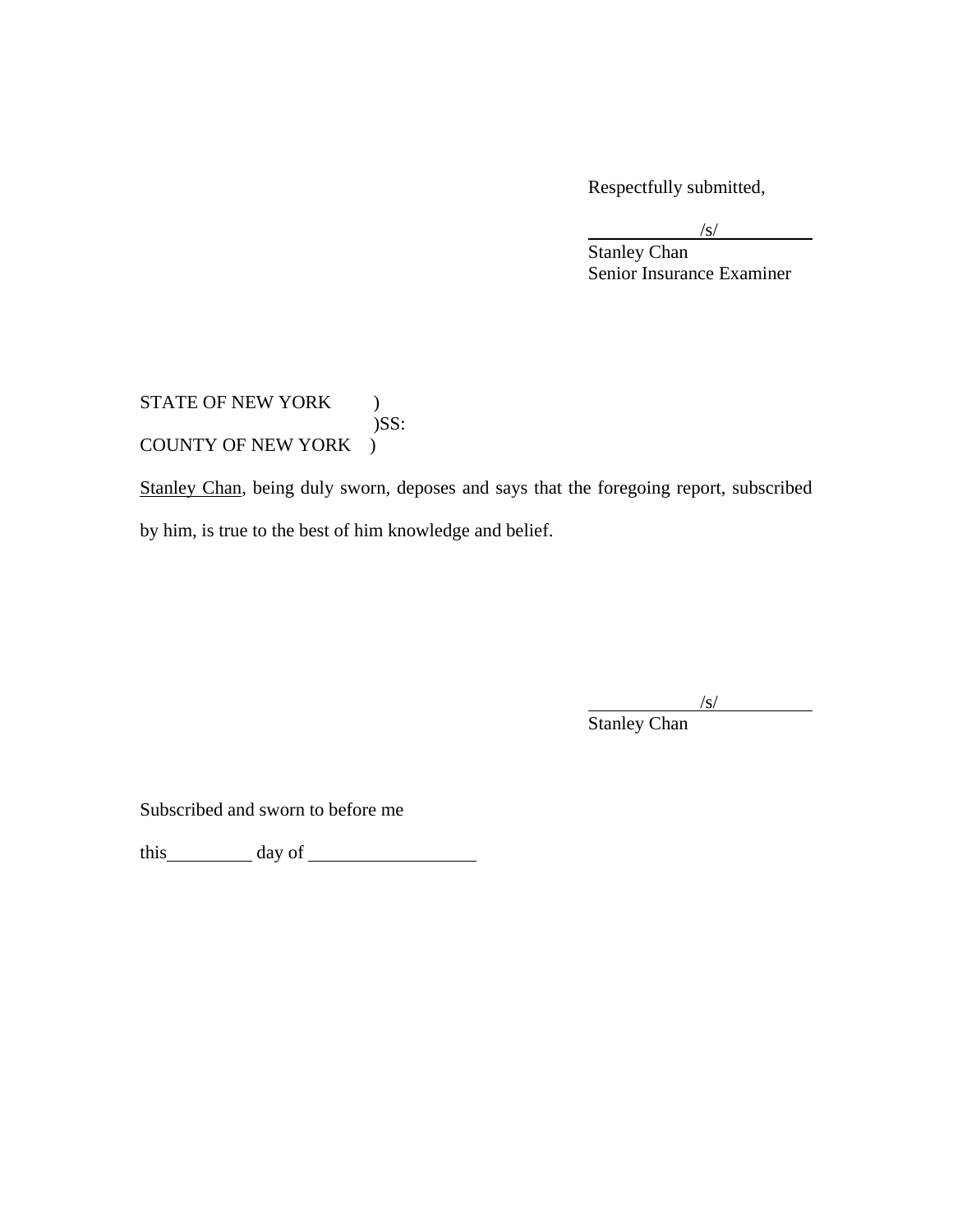Respectfully submitted,

/s/
Stanley Chan
Senior Insurance Examiner

STATE OF NEW YORK )
)SS:
COUNTY OF NEW YORK )

Stanley Chan, being duly sworn, deposes and says that the foregoing report, subscribed by him, is true to the best of him knowledge and belief.

/s/
Stanley Chan

Subscribed and sworn to before me

this__________ day of ____________________